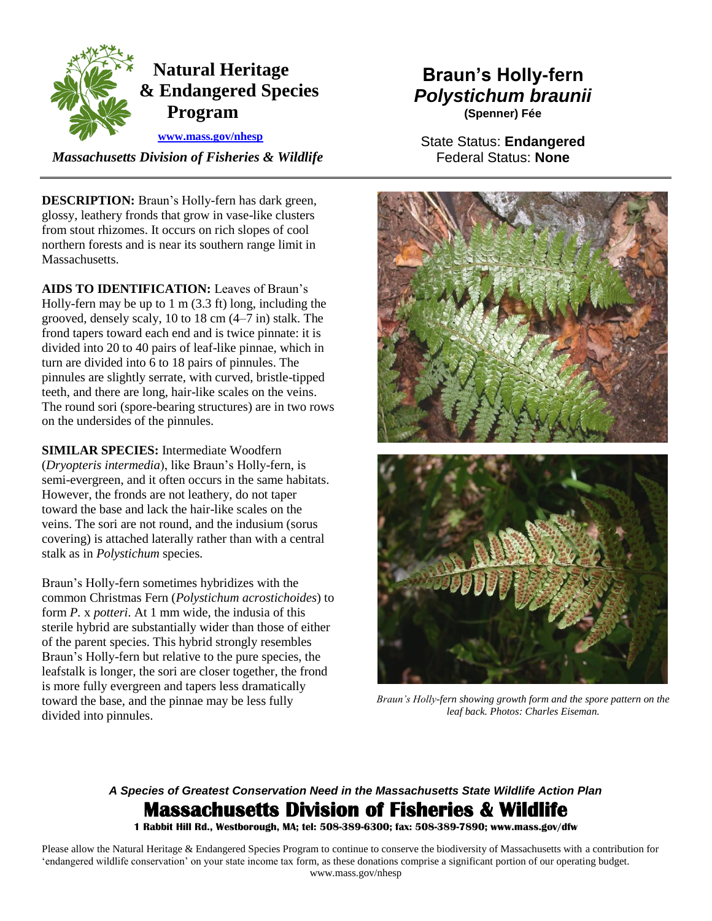**Natural Heritage & Endangered Species Program**

www.mass.gov/nhesp

*Massachusetts Division of Fisheries & Wildlife*

# Braun's Holly-fern
## *Polystichum braunii*
**(Spenner) Fée**

State Status: **Endangered**
Federal Status: **None**

**DESCRIPTION:** Braun's Holly-fern has dark green, glossy, leathery fronds that grow in vase-like clusters from stout rhizomes. It occurs on rich slopes of cool northern forests and is near its southern range limit in Massachusetts.

**AIDS TO IDENTIFICATION:** Leaves of Braun's Holly-fern may be up to 1 m (3.3 ft) long, including the grooved, densely scaly, 10 to 18 cm (4–7 in) stalk. The frond tapers toward each end and is twice pinnate: it is divided into 20 to 40 pairs of leaf-like pinnae, which in turn are divided into 6 to 18 pairs of pinnules. The pinnules are slightly serrate, with curved, bristle-tipped teeth, and there are long, hair-like scales on the veins. The round sori (spore-bearing structures) are in two rows on the undersides of the pinnules.

**SIMILAR SPECIES:** Intermediate Woodfern (*Dryopteris intermedia*), like Braun's Holly-fern, is semi-evergreen, and it often occurs in the same habitats. However, the fronds are not leathery, do not taper toward the base and lack the hair-like scales on the veins. The sori are not round, and the indusium (sorus covering) is attached laterally rather than with a central stalk as in *Polystichum* species.

Braun's Holly-fern sometimes hybridizes with the common Christmas Fern (*Polystichum acrostichoides*) to form *P.* x *potteri*. At 1 mm wide, the indusia of this sterile hybrid are substantially wider than those of either of the parent species. This hybrid strongly resembles Braun's Holly-fern but relative to the pure species, the leafstalk is longer, the sori are closer together, the frond is more fully evergreen and tapers less dramatically toward the base, and the pinnae may be less fully divided into pinnules.

*Braun's Holly-fern showing growth form and the spore pattern on the leaf back. Photos: Charles Eiseman.*

***A Species of Greatest Conservation Need in the Massachusetts State Wildlife Action Plan***

**Massachusetts Division of Fisheries & Wildlife**

**1 Rabbit Hill Rd., Westborough, MA; tel: 508-389-6300; fax: 508-389-7890; www.mass.gov/dfw**

Please allow the Natural Heritage & Endangered Species Program to continue to conserve the biodiversity of Massachusetts with a contribution for 'endangered wildlife conservation' on your state income tax form, as these donations comprise a significant portion of our operating budget. www.mass.gov/nhesp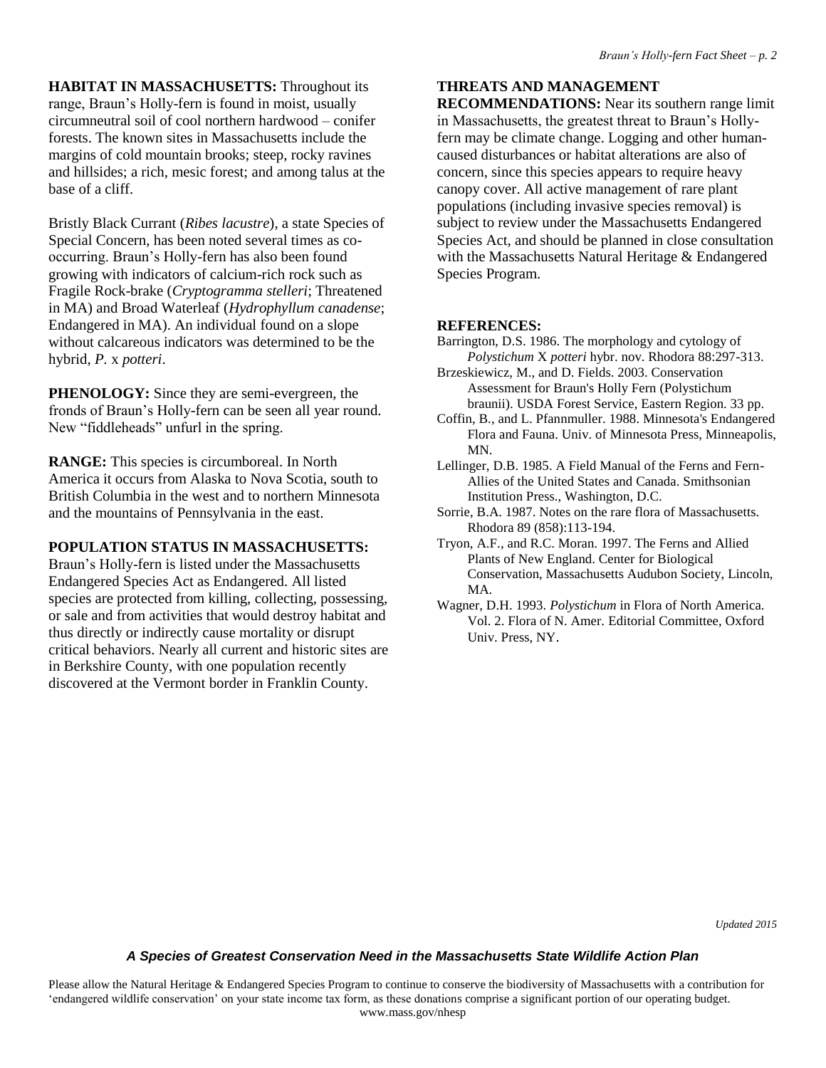**HABITAT IN MASSACHUSETTS:** Throughout its range, Braun's Holly-fern is found in moist, usually circumneutral soil of cool northern hardwood – conifer forests. The known sites in Massachusetts include the margins of cold mountain brooks; steep, rocky ravines and hillsides; a rich, mesic forest; and among talus at the base of a cliff.

Bristly Black Currant (*Ribes lacustre*), a state Species of Special Concern, has been noted several times as co-occurring. Braun's Holly-fern has also been found growing with indicators of calcium-rich rock such as Fragile Rock-brake (*Cryptogramma stelleri*; Threatened in MA) and Broad Waterleaf (*Hydrophyllum canadense*; Endangered in MA). An individual found on a slope without calcareous indicators was determined to be the hybrid, *P.* x *potteri*.

**PHENOLOGY:** Since they are semi-evergreen, the fronds of Braun's Holly-fern can be seen all year round. New "fiddleheads" unfurl in the spring.

**RANGE:** This species is circumboreal. In North America it occurs from Alaska to Nova Scotia, south to British Columbia in the west and to northern Minnesota and the mountains of Pennsylvania in the east.

**POPULATION STATUS IN MASSACHUSETTS:** Braun's Holly-fern is listed under the Massachusetts Endangered Species Act as Endangered. All listed species are protected from killing, collecting, possessing, or sale and from activities that would destroy habitat and thus directly or indirectly cause mortality or disrupt critical behaviors. Nearly all current and historic sites are in Berkshire County, with one population recently discovered at the Vermont border in Franklin County.

**THREATS AND MANAGEMENT RECOMMENDATIONS:** Near its southern range limit in Massachusetts, the greatest threat to Braun's Holly-fern may be climate change. Logging and other human-caused disturbances or habitat alterations are also of concern, since this species appears to require heavy canopy cover. All active management of rare plant populations (including invasive species removal) is subject to review under the Massachusetts Endangered Species Act, and should be planned in close consultation with the Massachusetts Natural Heritage & Endangered Species Program.

**REFERENCES:**

Barrington, D.S. 1986. The morphology and cytology of *Polystichum* X *potteri* hybr. nov. Rhodora 88:297-313.

Brzeskiewicz, M., and D. Fields. 2003. Conservation Assessment for Braun's Holly Fern (Polystichum braunii). USDA Forest Service, Eastern Region. 33 pp.

Coffin, B., and L. Pfannmuller. 1988. Minnesota's Endangered Flora and Fauna. Univ. of Minnesota Press, Minneapolis, MN.

Lellinger, D.B. 1985. A Field Manual of the Ferns and Fern-Allies of the United States and Canada. Smithsonian Institution Press., Washington, D.C.

Sorrie, B.A. 1987. Notes on the rare flora of Massachusetts. Rhodora 89 (858):113-194.

Tryon, A.F., and R.C. Moran. 1997. The Ferns and Allied Plants of New England. Center for Biological Conservation, Massachusetts Audubon Society, Lincoln, MA.

Wagner, D.H. 1993. *Polystichum* in Flora of North America. Vol. 2. Flora of N. Amer. Editorial Committee, Oxford Univ. Press, NY.

*Updated 2015*

***A Species of Greatest Conservation Need in the Massachusetts State Wildlife Action Plan***

Please allow the Natural Heritage & Endangered Species Program to continue to conserve the biodiversity of Massachusetts with a contribution for 'endangered wildlife conservation' on your state income tax form, as these donations comprise a significant portion of our operating budget.
www.mass.gov/nhesp